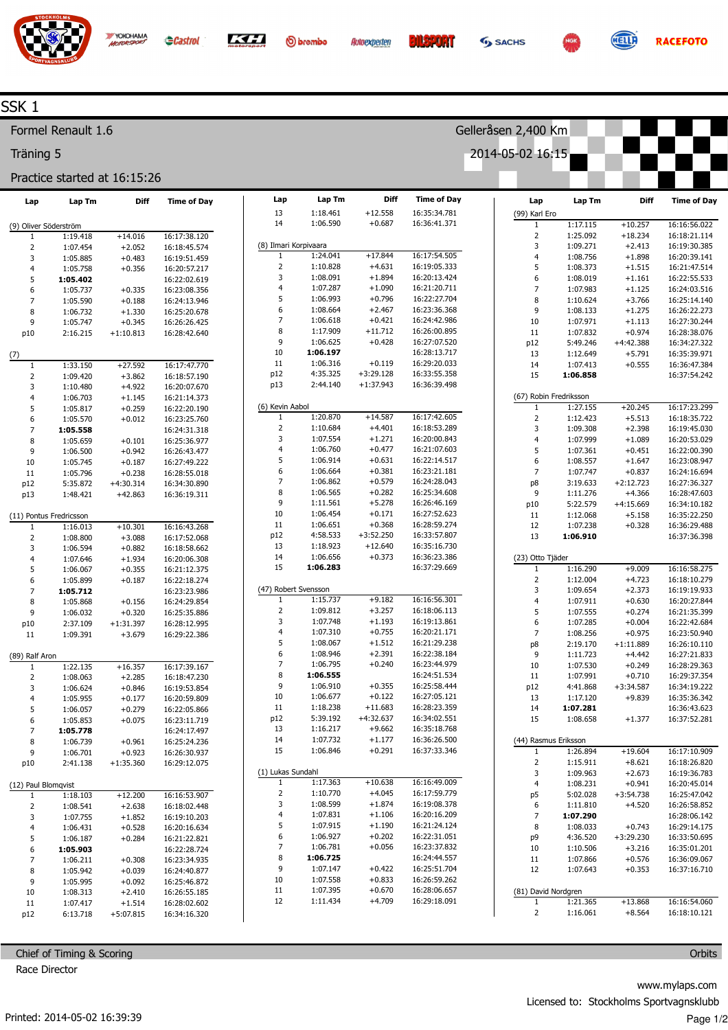# SSK 1

## Formel Renault 1.6

Gelleråsen 2,400 Km

Träning 5

2014-05-02 16:15

Practice started at 16:15:26

### (9) Oliver Söderström

| Lap | Lap Tm | Diff | Time of Day |
|---|---|---|---|
| 1 | 1:19.418 | +14.016 | 16:17:38.120 |
| 2 | 1:07.454 | +2.052 | 16:18:45.574 |
| 3 | 1:05.885 | +0.483 | 16:19:51.459 |
| 4 | 1:05.758 | +0.356 | 16:20:57.217 |
| 5 | **1:05.402** | | 16:22:02.619 |
| 6 | 1:05.737 | +0.335 | 16:23:08.356 |
| 7 | 1:05.590 | +0.188 | 16:24:13.946 |
| 8 | 1:06.732 | +1.330 | 16:25:20.678 |
| 9 | 1:05.747 | +0.345 | 16:26:26.425 |
| p10 | 2:16.215 | +1:10.813 | 16:28:42.640 |

### (7)

| Lap | Lap Tm | Diff | Time of Day |
|---|---|---|---|
| 1 | 1:33.150 | +27.592 | 16:17:47.770 |
| 2 | 1:09.420 | +3.862 | 16:18:57.190 |
| 3 | 1:10.480 | +4.922 | 16:20:07.670 |
| 4 | 1:06.703 | +1.145 | 16:21:14.373 |
| 5 | 1:05.817 | +0.259 | 16:22:20.190 |
| 6 | 1:05.570 | +0.012 | 16:23:25.760 |
| 7 | **1:05.558** | | 16:24:31.318 |
| 8 | 1:05.659 | +0.101 | 16:25:36.977 |
| 9 | 1:06.500 | +0.942 | 16:26:43.477 |
| 10 | 1:05.745 | +0.187 | 16:27:49.222 |
| 11 | 1:05.796 | +0.238 | 16:28:55.018 |
| p12 | 5:35.872 | +4:30.314 | 16:34:30.890 |
| p13 | 1:48.421 | +42.863 | 16:36:19.311 |

### (11) Pontus Fredricsson

| Lap | Lap Tm | Diff | Time of Day |
|---|---|---|---|
| 1 | 1:16.013 | +10.301 | 16:16:43.268 |
| 2 | 1:08.800 | +3.088 | 16:17:52.068 |
| 3 | 1:06.594 | +0.882 | 16:18:58.662 |
| 4 | 1:07.646 | +1.934 | 16:20:06.308 |
| 5 | 1:06.067 | +0.355 | 16:21:12.375 |
| 6 | 1:05.899 | +0.187 | 16:22:18.274 |
| 7 | **1:05.712** | | 16:23:23.986 |
| 8 | 1:05.868 | +0.156 | 16:24:29.854 |
| 9 | 1:06.032 | +0.320 | 16:25:35.886 |
| p10 | 2:37.109 | +1:31.397 | 16:28:12.995 |
| 11 | 1:09.391 | +3.679 | 16:29:22.386 |

### (89) Ralf Aron

| Lap | Lap Tm | Diff | Time of Day |
|---|---|---|---|
| 1 | 1:22.135 | +16.357 | 16:17:39.167 |
| 2 | 1:08.063 | +2.285 | 16:18:47.230 |
| 3 | 1:06.624 | +0.846 | 16:19:53.854 |
| 4 | 1:05.955 | +0.177 | 16:20:59.809 |
| 5 | 1:06.057 | +0.279 | 16:22:05.866 |
| 6 | 1:05.853 | +0.075 | 16:23:11.719 |
| 7 | **1:05.778** | | 16:24:17.497 |
| 8 | 1:06.739 | +0.961 | 16:25:24.236 |
| 9 | 1:06.701 | +0.923 | 16:26:30.937 |
| p10 | 2:41.138 | +1:35.360 | 16:29:12.075 |

### (12) Paul Blomqvist

| Lap | Lap Tm | Diff | Time of Day |
|---|---|---|---|
| 1 | 1:18.103 | +12.200 | 16:16:53.907 |
| 2 | 1:08.541 | +2.638 | 16:18:02.448 |
| 3 | 1:07.755 | +1.852 | 16:19:10.203 |
| 4 | 1:06.431 | +0.528 | 16:20:16.634 |
| 5 | 1:06.187 | +0.284 | 16:21:22.821 |
| 6 | **1:05.903** | | 16:22:28.724 |
| 7 | 1:06.211 | +0.308 | 16:23:34.935 |
| 8 | 1:05.942 | +0.039 | 16:24:40.877 |
| 9 | 1:05.995 | +0.092 | 16:25:46.872 |
| 10 | 1:08.313 | +2.410 | 16:26:55.185 |
| 11 | 1:07.417 | +1.514 | 16:28:02.602 |
| p12 | 6:13.718 | +5:07.815 | 16:34:16.320 |
| 13 | 1:18.461 | +12.558 | 16:35:34.781 |
| 14 | 1:06.590 | +0.687 | 16:36:41.371 |

### (8) Ilmari Korpivaara

| Lap | Lap Tm | Diff | Time of Day |
|---|---|---|---|
| 1 | 1:24.041 | +17.844 | 16:17:54.505 |
| 2 | 1:10.828 | +4.631 | 16:19:05.333 |
| 3 | 1:08.091 | +1.894 | 16:20:13.424 |
| 4 | 1:07.287 | +1.090 | 16:21:20.711 |
| 5 | 1:06.993 | +0.796 | 16:22:27.704 |
| 6 | 1:08.664 | +2.467 | 16:23:36.368 |
| 7 | 1:06.618 | +0.421 | 16:24:42.986 |
| 8 | 1:17.909 | +11.712 | 16:26:00.895 |
| 9 | 1:06.625 | +0.428 | 16:27:07.520 |
| 10 | **1:06.197** | | 16:28:13.717 |
| 11 | 1:06.316 | +0.119 | 16:29:20.033 |
| p12 | 4:35.325 | +3:29.128 | 16:33:55.358 |
| p13 | 2:44.140 | +1:37.943 | 16:36:39.498 |

### (6) Kevin Aabol

| Lap | Lap Tm | Diff | Time of Day |
|---|---|---|---|
| 1 | 1:20.870 | +14.587 | 16:17:42.605 |
| 2 | 1:10.684 | +4.401 | 16:18:53.289 |
| 3 | 1:07.554 | +1.271 | 16:20:00.843 |
| 4 | 1:06.760 | +0.477 | 16:21:07.603 |
| 5 | 1:06.914 | +0.631 | 16:22:14.517 |
| 6 | 1:06.664 | +0.381 | 16:23:21.181 |
| 7 | 1:06.862 | +0.579 | 16:24:28.043 |
| 8 | 1:06.565 | +0.282 | 16:25:34.608 |
| 9 | 1:11.561 | +5.278 | 16:26:46.169 |
| 10 | 1:06.454 | +0.171 | 16:27:52.623 |
| 11 | 1:06.651 | +0.368 | 16:28:59.274 |
| p12 | 4:58.533 | +3:52.250 | 16:33:57.807 |
| 13 | 1:18.923 | +12.640 | 16:35:16.730 |
| 14 | 1:06.656 | +0.373 | 16:36:23.386 |
| 15 | **1:06.283** | | 16:37:29.669 |

### (47) Robert Svensson

| Lap | Lap Tm | Diff | Time of Day |
|---|---|---|---|
| 1 | 1:15.737 | +9.182 | 16:16:56.301 |
| 2 | 1:09.812 | +3.257 | 16:18:06.113 |
| 3 | 1:07.748 | +1.193 | 16:19:13.861 |
| 4 | 1:07.310 | +0.755 | 16:20:21.171 |
| 5 | 1:08.067 | +1.512 | 16:21:29.238 |
| 6 | 1:08.946 | +2.391 | 16:22:38.184 |
| 7 | 1:06.795 | +0.240 | 16:23:44.979 |
| 8 | **1:06.555** | | 16:24:51.534 |
| 9 | 1:06.910 | +0.355 | 16:25:58.444 |
| 10 | 1:06.677 | +0.122 | 16:27:05.121 |
| 11 | 1:18.238 | +11.683 | 16:28:23.359 |
| p12 | 5:39.192 | +4:32.637 | 16:34:02.551 |
| 13 | 1:16.217 | +9.662 | 16:35:18.768 |
| 14 | 1:07.732 | +1.177 | 16:36:26.500 |
| 15 | 1:06.846 | +0.291 | 16:37:33.346 |

### (1) Lukas Sundahl

| Lap | Lap Tm | Diff | Time of Day |
|---|---|---|---|
| 1 | 1:17.363 | +10.638 | 16:16:49.009 |
| 2 | 1:10.770 | +4.045 | 16:17:59.779 |
| 3 | 1:08.599 | +1.874 | 16:19:08.378 |
| 4 | 1:07.831 | +1.106 | 16:20:16.209 |
| 5 | 1:07.915 | +1.190 | 16:21:24.124 |
| 6 | 1:06.927 | +0.202 | 16:22:31.051 |
| 7 | 1:06.781 | +0.056 | 16:23:37.832 |
| 8 | **1:06.725** | | 16:24:44.557 |
| 9 | 1:07.147 | +0.422 | 16:25:51.704 |
| 10 | 1:07.558 | +0.833 | 16:26:59.262 |
| 11 | 1:07.395 | +0.670 | 16:28:06.657 |
| 12 | 1:11.434 | +4.709 | 16:29:18.091 |

### (99) Karl Ero

| Lap | Lap Tm | Diff | Time of Day |
|---|---|---|---|
| 1 | 1:17.115 | +10.257 | 16:16:56.022 |
| 2 | 1:25.092 | +18.234 | 16:18:21.114 |
| 3 | 1:09.271 | +2.413 | 16:19:30.385 |
| 4 | 1:08.756 | +1.898 | 16:20:39.141 |
| 5 | 1:08.373 | +1.515 | 16:21:47.514 |
| 6 | 1:08.019 | +1.161 | 16:22:55.533 |
| 7 | 1:07.983 | +1.125 | 16:24:03.516 |
| 8 | 1:10.624 | +3.766 | 16:25:14.140 |
| 9 | 1:08.133 | +1.275 | 16:26:22.273 |
| 10 | 1:07.971 | +1.113 | 16:27:30.244 |
| 11 | 1:07.832 | +0.974 | 16:28:38.076 |
| p12 | 5:49.246 | +4:42.388 | 16:34:27.322 |
| 13 | 1:12.649 | +5.791 | 16:35:39.971 |
| 14 | 1:07.413 | +0.555 | 16:36:47.384 |
| 15 | **1:06.858** | | 16:37:54.242 |

### (67) Robin Fredriksson

| Lap | Lap Tm | Diff | Time of Day |
|---|---|---|---|
| 1 | 1:27.155 | +20.245 | 16:17:23.299 |
| 2 | 1:12.423 | +5.513 | 16:18:35.722 |
| 3 | 1:09.308 | +2.398 | 16:19:45.030 |
| 4 | 1:07.999 | +1.089 | 16:20:53.029 |
| 5 | 1:07.361 | +0.451 | 16:22:00.390 |
| 6 | 1:08.557 | +1.647 | 16:23:08.947 |
| 7 | 1:07.747 | +0.837 | 16:24:16.694 |
| p8 | 3:19.633 | +2:12.723 | 16:27:36.327 |
| 9 | 1:11.276 | +4.366 | 16:28:47.603 |
| p10 | 5:22.579 | +4:15.669 | 16:34:10.182 |
| 11 | 1:12.068 | +5.158 | 16:35:22.250 |
| 12 | 1:07.238 | +0.328 | 16:36:29.488 |
| 13 | **1:06.910** | | 16:37:36.398 |

### (23) Otto Tjäder

| Lap | Lap Tm | Diff | Time of Day |
|---|---|---|---|
| 1 | 1:16.290 | +9.009 | 16:16:58.275 |
| 2 | 1:12.004 | +4.723 | 16:18:10.279 |
| 3 | 1:09.654 | +2.373 | 16:19:19.933 |
| 4 | 1:07.911 | +0.630 | 16:20:27.844 |
| 5 | 1:07.555 | +0.274 | 16:21:35.399 |
| 6 | 1:07.285 | +0.004 | 16:22:42.684 |
| 7 | 1:08.256 | +0.975 | 16:23:50.940 |
| p8 | 2:19.170 | +1:11.889 | 16:26:10.110 |
| 9 | 1:11.723 | +4.442 | 16:27:21.833 |
| 10 | 1:07.530 | +0.249 | 16:28:29.363 |
| 11 | 1:07.991 | +0.710 | 16:29:37.354 |
| p12 | 4:41.868 | +3:34.587 | 16:34:19.222 |
| 13 | 1:17.120 | +9.839 | 16:35:36.342 |
| 14 | **1:07.281** | | 16:36:43.623 |
| 15 | 1:08.658 | +1.377 | 16:37:52.281 |

### (44) Rasmus Eriksson

| Lap | Lap Tm | Diff | Time of Day |
|---|---|---|---|
| 1 | 1:26.894 | +19.604 | 16:17:10.909 |
| 2 | 1:15.911 | +8.621 | 16:18:26.820 |
| 3 | 1:09.963 | +2.673 | 16:19:36.783 |
| 4 | 1:08.231 | +0.941 | 16:20:45.014 |
| p5 | 5:02.028 | +3:54.738 | 16:25:47.042 |
| 6 | 1:11.810 | +4.520 | 16:26:58.852 |
| 7 | **1:07.290** | | 16:28:06.142 |
| 8 | 1:08.033 | +0.743 | 16:29:14.175 |
| p9 | 4:36.520 | +3:29.230 | 16:33:50.695 |
| 10 | 1:10.506 | +3.216 | 16:35:01.201 |
| 11 | 1:07.866 | +0.576 | 16:36:09.067 |
| 12 | 1:07.643 | +0.353 | 16:37:16.710 |

### (81) David Nordgren

| Lap | Lap Tm | Diff | Time of Day |
|---|---|---|---|
| 1 | 1:21.365 | +13.868 | 16:16:54.060 |
| 2 | 1:16.061 | +8.564 | 16:18:10.121 |

Chief of Timing & Scoring

Race Director

Orbits

www.mylaps.com

Licensed to: Stockholms Sportvagnsklubb

Printed: 2014-05-02 16:39:39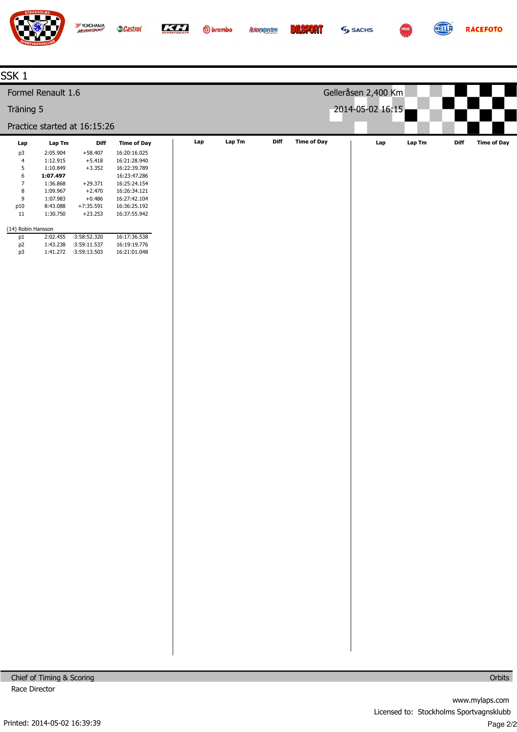SSK 1

Formel Renault 1.6

Träning 5

Practice started at 16:15:26

Gelleråsen 2,400 Km

2014-05-02 16:15

| Lap | Lap Tm | Diff | Time of Day |
|---|---|---|---|
| p3 | 2:05.904 | +58.407 | 16:20:16.025 |
| 4 | 1:12.915 | +5.418 | 16:21:28.940 |
| 5 | 1:10.849 | +3.352 | 16:22:39.789 |
| 6 | **1:07.497** | | 16:23:47.286 |
| 7 | 1:36.868 | +29.371 | 16:25:24.154 |
| 8 | 1:09.967 | +2.470 | 16:26:34.121 |
| 9 | 1:07.983 | +0.486 | 16:27:42.104 |
| p10 | 8:43.088 | +7:35.591 | 16:36:25.192 |
| 11 | 1:30.750 | +23.253 | 16:37:55.942 |

(14) Robin Hansson

| Lap | Lap Tm | Diff | Time of Day |
|---|---|---|---|
| p1 | 2:02.455 | -3:58:52.320 | 16:17:36.538 |
| p2 | 1:43.238 | -3:59:11.537 | 16:19:19.776 |
| p3 | 1:41.272 | -3:59:13.503 | 16:21:01.048 |

Chief of Timing & Scoring

Race Director

Orbits

www.mylaps.com

Licensed to: Stockholms Sportvagnsklubb

Printed: 2014-05-02 16:39:39